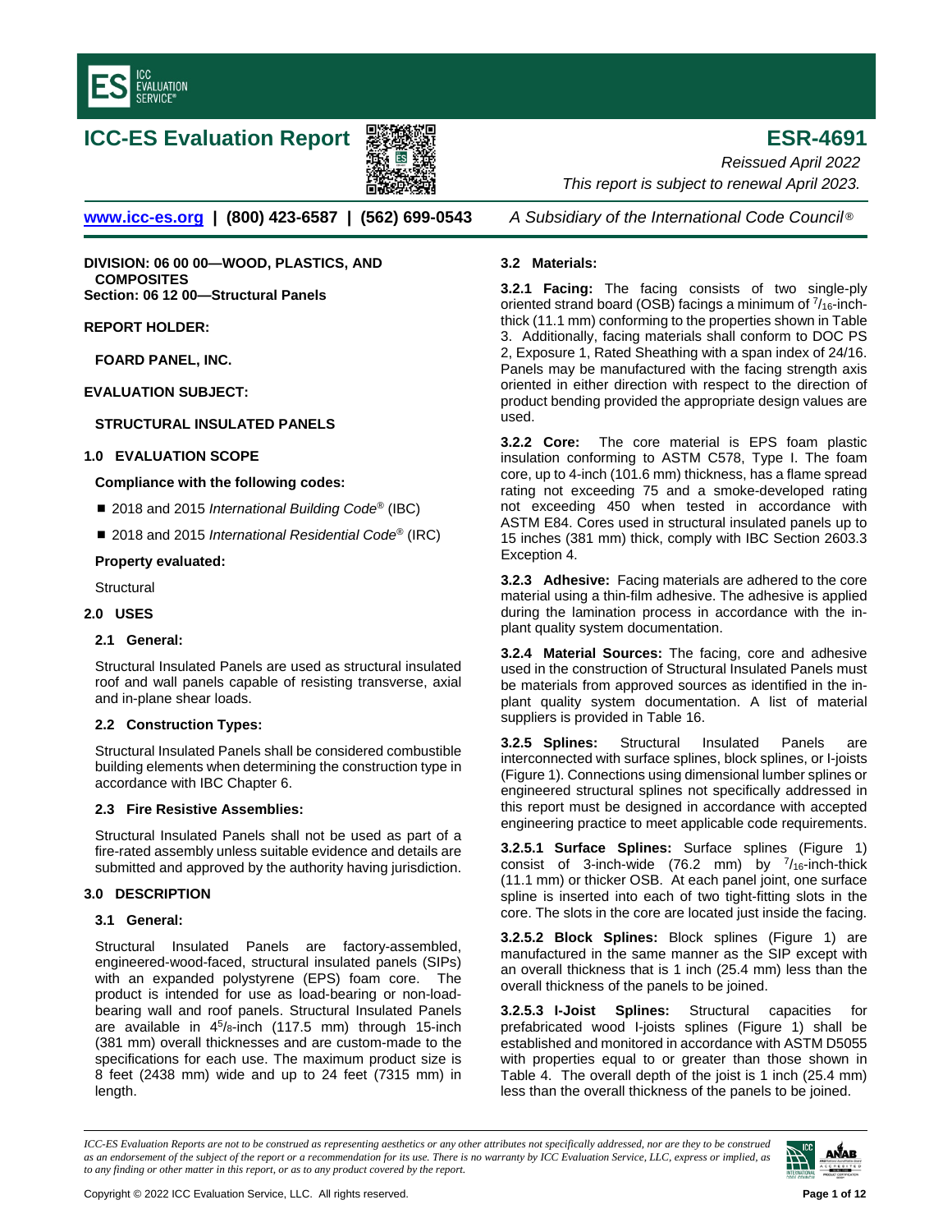# ICC-ES Evaluation Report

**ESR-4691**

*Reissued April 2022*

*This report is subject to renewal April 2023.*

www.icc-es.org | (800) 423-6587 | (562) 699-0543 *A Subsidiary of the International Code Council®*

**DIVISION: 06 00 00—WOOD, PLASTICS, AND COMPOSITES**
**Section: 06 12 00—Structural Panels**

**REPORT HOLDER:**

**FOARD PANEL, INC.**

**EVALUATION SUBJECT:**

**STRUCTURAL INSULATED PANELS**

## 1.0 EVALUATION SCOPE

**Compliance with the following codes:**

- 2018 and 2015 *International Building Code®* (IBC)
- 2018 and 2015 *International Residential Code®* (IRC)

**Property evaluated:**

Structural

## 2.0 USES

### 2.1 General:

Structural Insulated Panels are used as structural insulated roof and wall panels capable of resisting transverse, axial and in-plane shear loads.

### 2.2 Construction Types:

Structural Insulated Panels shall be considered combustible building elements when determining the construction type in accordance with IBC Chapter 6.

### 2.3 Fire Resistive Assemblies:

Structural Insulated Panels shall not be used as part of a fire-rated assembly unless suitable evidence and details are submitted and approved by the authority having jurisdiction.

## 3.0 DESCRIPTION

### 3.1 General:

Structural Insulated Panels are factory-assembled, engineered-wood-faced, structural insulated panels (SIPs) with an expanded polystyrene (EPS) foam core. The product is intended for use as load-bearing or non-load-bearing wall and roof panels. Structural Insulated Panels are available in 4⁵/₈-inch (117.5 mm) through 15-inch (381 mm) overall thicknesses and are custom-made to the specifications for each use. The maximum product size is 8 feet (2438 mm) wide and up to 24 feet (7315 mm) in length.

### 3.2 Materials:

**3.2.1 Facing:** The facing consists of two single-ply oriented strand board (OSB) facings a minimum of ⁷/₁₆-inch-thick (11.1 mm) conforming to the properties shown in Table 3. Additionally, facing materials shall conform to DOC PS 2, Exposure 1, Rated Sheathing with a span index of 24/16. Panels may be manufactured with the facing strength axis oriented in either direction with respect to the direction of product bending provided the appropriate design values are used.

**3.2.2 Core:** The core material is EPS foam plastic insulation conforming to ASTM C578, Type I. The foam core, up to 4-inch (101.6 mm) thickness, has a flame spread rating not exceeding 75 and a smoke-developed rating not exceeding 450 when tested in accordance with ASTM E84. Cores used in structural insulated panels up to 15 inches (381 mm) thick, comply with IBC Section 2603.3 Exception 4.

**3.2.3 Adhesive:** Facing materials are adhered to the core material using a thin-film adhesive. The adhesive is applied during the lamination process in accordance with the in-plant quality system documentation.

**3.2.4 Material Sources:** The facing, core and adhesive used in the construction of Structural Insulated Panels must be materials from approved sources as identified in the in-plant quality system documentation. A list of material suppliers is provided in Table 16.

**3.2.5 Splines:** Structural Insulated Panels are interconnected with surface splines, block splines, or I-joists (Figure 1). Connections using dimensional lumber splines or engineered structural splines not specifically addressed in this report must be designed in accordance with accepted engineering practice to meet applicable code requirements.

**3.2.5.1 Surface Splines:** Surface splines (Figure 1) consist of 3-inch-wide (76.2 mm) by ⁷/₁₆-inch-thick (11.1 mm) or thicker OSB. At each panel joint, one surface spline is inserted into each of two tight-fitting slots in the core. The slots in the core are located just inside the facing.

**3.2.5.2 Block Splines:** Block splines (Figure 1) are manufactured in the same manner as the SIP except with an overall thickness that is 1 inch (25.4 mm) less than the overall thickness of the panels to be joined.

**3.2.5.3 I-Joist Splines:** Structural capacities for prefabricated wood I-joists splines (Figure 1) shall be established and monitored in accordance with ASTM D5055 with properties equal to or greater than those shown in Table 4. The overall depth of the joist is 1 inch (25.4 mm) less than the overall thickness of the panels to be joined.

*ICC-ES Evaluation Reports are not to be construed as representing aesthetics or any other attributes not specifically addressed, nor are they to be construed as an endorsement of the subject of the report or a recommendation for its use. There is no warranty by ICC Evaluation Service, LLC, express or implied, as to any finding or other matter in this report, or as to any product covered by the report.*

Copyright © 2022 ICC Evaluation Service, LLC. All rights reserved.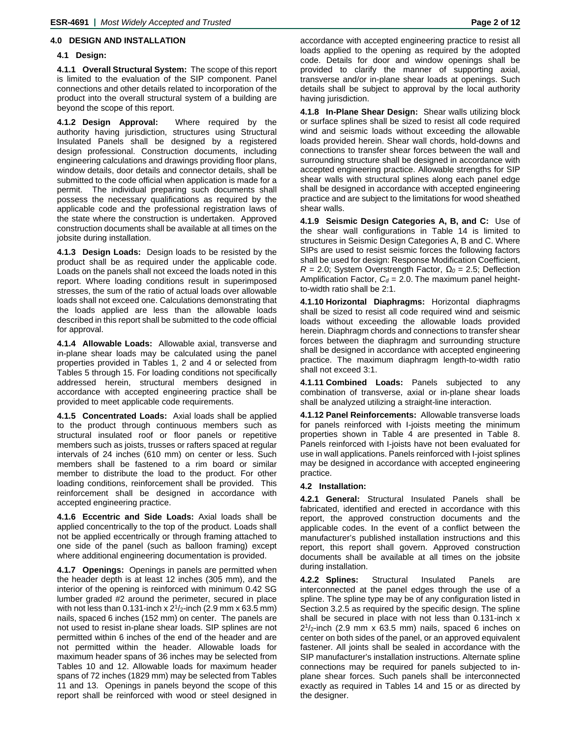## 4.0 DESIGN AND INSTALLATION

### 4.1 Design:

**4.1.1 Overall Structural System:** The scope of this report is limited to the evaluation of the SIP component. Panel connections and other details related to incorporation of the product into the overall structural system of a building are beyond the scope of this report.

**4.1.2 Design Approval:** Where required by the authority having jurisdiction, structures using Structural Insulated Panels shall be designed by a registered design professional. Construction documents, including engineering calculations and drawings providing floor plans, window details, door details and connector details, shall be submitted to the code official when application is made for a permit. The individual preparing such documents shall possess the necessary qualifications as required by the applicable code and the professional registration laws of the state where the construction is undertaken. Approved construction documents shall be available at all times on the jobsite during installation.

**4.1.3 Design Loads:** Design loads to be resisted by the product shall be as required under the applicable code. Loads on the panels shall not exceed the loads noted in this report. Where loading conditions result in superimposed stresses, the sum of the ratio of actual loads over allowable loads shall not exceed one. Calculations demonstrating that the loads applied are less than the allowable loads described in this report shall be submitted to the code official for approval.

**4.1.4 Allowable Loads:** Allowable axial, transverse and in-plane shear loads may be calculated using the panel properties provided in Tables 1, 2 and 4 or selected from Tables 5 through 15. For loading conditions not specifically addressed herein, structural members designed in accordance with accepted engineering practice shall be provided to meet applicable code requirements.

**4.1.5 Concentrated Loads:** Axial loads shall be applied to the product through continuous members such as structural insulated roof or floor panels or repetitive members such as joists, trusses or rafters spaced at regular intervals of 24 inches (610 mm) on center or less. Such members shall be fastened to a rim board or similar member to distribute the load to the product. For other loading conditions, reinforcement shall be provided. This reinforcement shall be designed in accordance with accepted engineering practice.

**4.1.6 Eccentric and Side Loads:** Axial loads shall be applied concentrically to the top of the product. Loads shall not be applied eccentrically or through framing attached to one side of the panel (such as balloon framing) except where additional engineering documentation is provided.

**4.1.7 Openings:** Openings in panels are permitted when the header depth is at least 12 inches (305 mm), and the interior of the opening is reinforced with minimum 0.42 SG lumber graded #2 around the perimeter, secured in place with not less than 0.131-inch x $2^1/_2$-inch (2.9 mm x 63.5 mm) nails, spaced 6 inches (152 mm) on center. The panels are not used to resist in-plane shear loads. SIP splines are not permitted within 6 inches of the end of the header and are not permitted within the header. Allowable loads for maximum header spans of 36 inches may be selected from Tables 10 and 12. Allowable loads for maximum header spans of 72 inches (1829 mm) may be selected from Tables 11 and 13. Openings in panels beyond the scope of this report shall be reinforced with wood or steel designed in accordance with accepted engineering practice to resist all loads applied to the opening as required by the adopted code. Details for door and window openings shall be provided to clarify the manner of supporting axial, transverse and/or in-plane shear loads at openings. Such details shall be subject to approval by the local authority having jurisdiction.

**4.1.8 In-Plane Shear Design:** Shear walls utilizing block or surface splines shall be sized to resist all code required wind and seismic loads without exceeding the allowable loads provided herein. Shear wall chords, hold-downs and connections to transfer shear forces between the wall and surrounding structure shall be designed in accordance with accepted engineering practice. Allowable strengths for SIP shear walls with structural splines along each panel edge shall be designed in accordance with accepted engineering practice and are subject to the limitations for wood sheathed shear walls.

**4.1.9 Seismic Design Categories A, B, and C:** Use of the shear wall configurations in Table 14 is limited to structures in Seismic Design Categories A, B and C. Where SIPs are used to resist seismic forces the following factors shall be used for design: Response Modification Coefficient, $R$ = 2.0; System Overstrength Factor, $\Omega_0$ = 2.5; Deflection Amplification Factor, $C_d$ = 2.0. The maximum panel height-to-width ratio shall be 2:1.

**4.1.10 Horizontal Diaphragms:** Horizontal diaphragms shall be sized to resist all code required wind and seismic loads without exceeding the allowable loads provided herein. Diaphragm chords and connections to transfer shear forces between the diaphragm and surrounding structure shall be designed in accordance with accepted engineering practice. The maximum diaphragm length-to-width ratio shall not exceed 3:1.

**4.1.11 Combined Loads:** Panels subjected to any combination of transverse, axial or in-plane shear loads shall be analyzed utilizing a straight-line interaction.

**4.1.12 Panel Reinforcements:** Allowable transverse loads for panels reinforced with I-joists meeting the minimum properties shown in Table 4 are presented in Table 8. Panels reinforced with I-joists have not been evaluated for use in wall applications. Panels reinforced with I-joist splines may be designed in accordance with accepted engineering practice.

### 4.2 Installation:

**4.2.1 General:** Structural Insulated Panels shall be fabricated, identified and erected in accordance with this report, the approved construction documents and the applicable codes. In the event of a conflict between the manufacturer's published installation instructions and this report, this report shall govern. Approved construction documents shall be available at all times on the jobsite during installation.

**4.2.2 Splines:** Structural Insulated Panels are interconnected at the panel edges through the use of a spline. The spline type may be of any configuration listed in Section 3.2.5 as required by the specific design. The spline shall be secured in place with not less than 0.131-inch x $2^1/_2$-inch (2.9 mm x 63.5 mm) nails, spaced 6 inches on center on both sides of the panel, or an approved equivalent fastener. All joints shall be sealed in accordance with the SIP manufacturer's installation instructions. Alternate spline connections may be required for panels subjected to in-plane shear forces. Such panels shall be interconnected exactly as required in Tables 14 and 15 or as directed by the designer.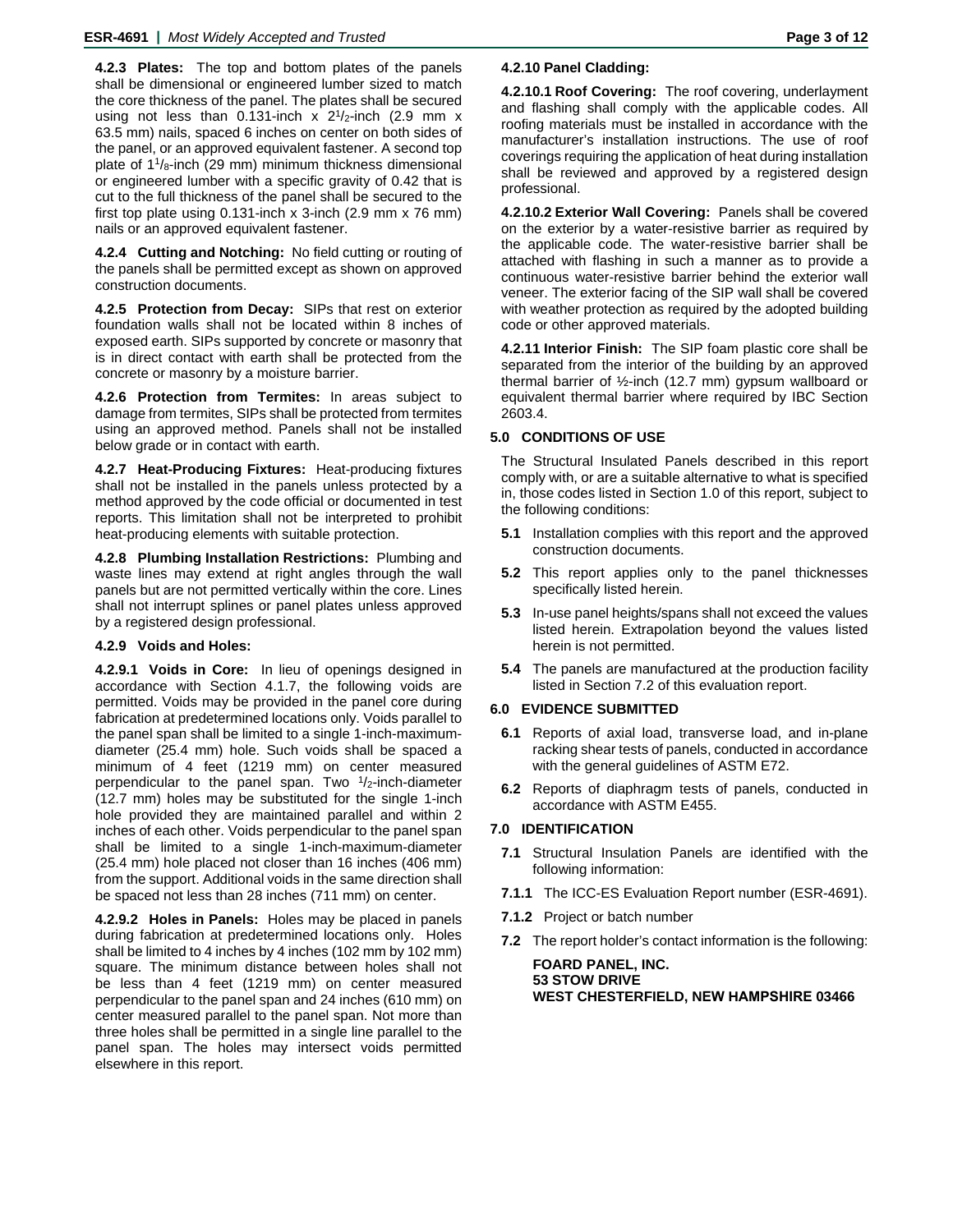**4.2.3 Plates:** The top and bottom plates of the panels shall be dimensional or engineered lumber sized to match the core thickness of the panel. The plates shall be secured using not less than 0.131-inch x $2^1/_2$-inch (2.9 mm x 63.5 mm) nails, spaced 6 inches on center on both sides of the panel, or an approved equivalent fastener. A second top plate of $1^1/_8$-inch (29 mm) minimum thickness dimensional or engineered lumber with a specific gravity of 0.42 that is cut to the full thickness of the panel shall be secured to the first top plate using 0.131-inch x 3-inch (2.9 mm x 76 mm) nails or an approved equivalent fastener.

**4.2.4 Cutting and Notching:** No field cutting or routing of the panels shall be permitted except as shown on approved construction documents.

**4.2.5 Protection from Decay:** SIPs that rest on exterior foundation walls shall not be located within 8 inches of exposed earth. SIPs supported by concrete or masonry that is in direct contact with earth shall be protected from the concrete or masonry by a moisture barrier.

**4.2.6 Protection from Termites:** In areas subject to damage from termites, SIPs shall be protected from termites using an approved method. Panels shall not be installed below grade or in contact with earth.

**4.2.7 Heat-Producing Fixtures:** Heat-producing fixtures shall not be installed in the panels unless protected by a method approved by the code official or documented in test reports. This limitation shall not be interpreted to prohibit heat-producing elements with suitable protection.

**4.2.8 Plumbing Installation Restrictions:** Plumbing and waste lines may extend at right angles through the wall panels but are not permitted vertically within the core. Lines shall not interrupt splines or panel plates unless approved by a registered design professional.

**4.2.9 Voids and Holes:**

**4.2.9.1 Voids in Core:** In lieu of openings designed in accordance with Section 4.1.7, the following voids are permitted. Voids may be provided in the panel core during fabrication at predetermined locations only. Voids parallel to the panel span shall be limited to a single 1-inch-maximum-diameter (25.4 mm) hole. Such voids shall be spaced a minimum of 4 feet (1219 mm) on center measured perpendicular to the panel span. Two $^1/_2$-inch-diameter (12.7 mm) holes may be substituted for the single 1-inch hole provided they are maintained parallel and within 2 inches of each other. Voids perpendicular to the panel span shall be limited to a single 1-inch-maximum-diameter (25.4 mm) hole placed not closer than 16 inches (406 mm) from the support. Additional voids in the same direction shall be spaced not less than 28 inches (711 mm) on center.

**4.2.9.2 Holes in Panels:** Holes may be placed in panels during fabrication at predetermined locations only. Holes shall be limited to 4 inches by 4 inches (102 mm by 102 mm) square. The minimum distance between holes shall not be less than 4 feet (1219 mm) on center measured perpendicular to the panel span and 24 inches (610 mm) on center measured parallel to the panel span. Not more than three holes shall be permitted in a single line parallel to the panel span. The holes may intersect voids permitted elsewhere in this report.

**4.2.10 Panel Cladding:**

**4.2.10.1 Roof Covering:** The roof covering, underlayment and flashing shall comply with the applicable codes. All roofing materials must be installed in accordance with the manufacturer's installation instructions. The use of roof coverings requiring the application of heat during installation shall be reviewed and approved by a registered design professional.

**4.2.10.2 Exterior Wall Covering:** Panels shall be covered on the exterior by a water-resistive barrier as required by the applicable code. The water-resistive barrier shall be attached with flashing in such a manner as to provide a continuous water-resistive barrier behind the exterior wall veneer. The exterior facing of the SIP wall shall be covered with weather protection as required by the adopted building code or other approved materials.

**4.2.11 Interior Finish:** The SIP foam plastic core shall be separated from the interior of the building by an approved thermal barrier of ½-inch (12.7 mm) gypsum wallboard or equivalent thermal barrier where required by IBC Section 2603.4.

## 5.0 CONDITIONS OF USE

The Structural Insulated Panels described in this report comply with, or are a suitable alternative to what is specified in, those codes listed in Section 1.0 of this report, subject to the following conditions:

**5.1** Installation complies with this report and the approved construction documents.

**5.2** This report applies only to the panel thicknesses specifically listed herein.

**5.3** In-use panel heights/spans shall not exceed the values listed herein. Extrapolation beyond the values listed herein is not permitted.

**5.4** The panels are manufactured at the production facility listed in Section 7.2 of this evaluation report.

## 6.0 EVIDENCE SUBMITTED

**6.1** Reports of axial load, transverse load, and in-plane racking shear tests of panels, conducted in accordance with the general guidelines of ASTM E72.

**6.2** Reports of diaphragm tests of panels, conducted in accordance with ASTM E455.

## 7.0 IDENTIFICATION

**7.1** Structural Insulation Panels are identified with the following information:

**7.1.1** The ICC-ES Evaluation Report number (ESR-4691).

**7.1.2** Project or batch number

**7.2** The report holder's contact information is the following:

**FOARD PANEL, INC.**
**53 STOW DRIVE**
**WEST CHESTERFIELD, NEW HAMPSHIRE 03466**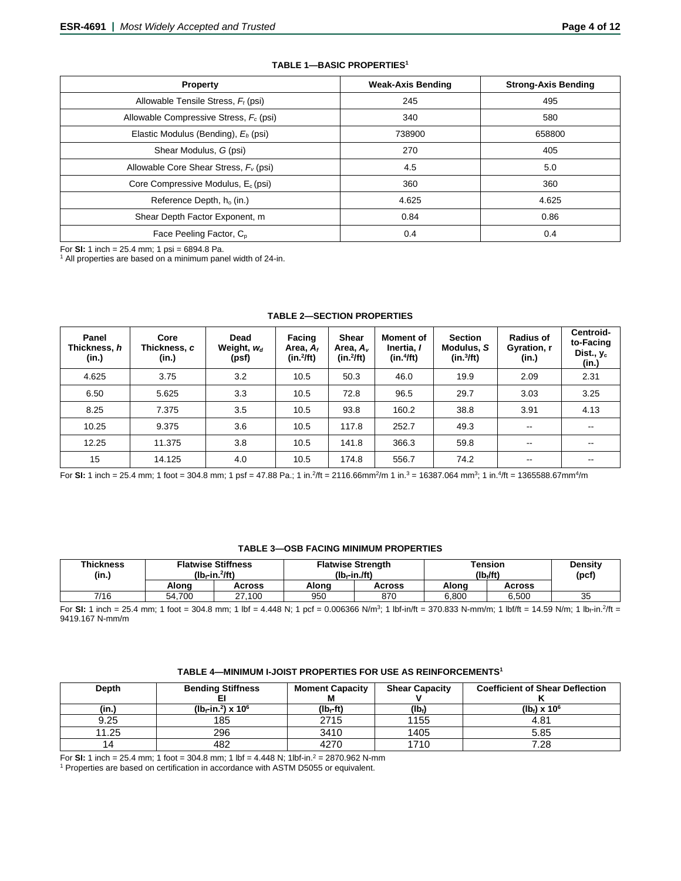**TABLE 1—BASIC PROPERTIES[1]**

| Property | Weak-Axis Bending | Strong-Axis Bending |
|---|---|---|
| Allowable Tensile Stress, $F_t$ (psi) | 245 | 495 |
| Allowable Compressive Stress, $F_c$ (psi) | 340 | 580 |
| Elastic Modulus (Bending), $E_b$ (psi) | 738900 | 658800 |
| Shear Modulus, $G$ (psi) | 270 | 405 |
| Allowable Core Shear Stress, $F_v$ (psi) | 4.5 | 5.0 |
| Core Compressive Modulus, $E_c$ (psi) | 360 | 360 |
| Reference Depth, $h_o$ (in.) | 4.625 | 4.625 |
| Shear Depth Factor Exponent, m | 0.84 | 0.86 |
| Face Peeling Factor, $C_p$ | 0.4 | 0.4 |

For **SI:** 1 inch = 25.4 mm; 1 psi = 6894.8 Pa.
[1] All properties are based on a minimum panel width of 24-in.

**TABLE 2—SECTION PROPERTIES**

| Panel Thickness, $h$ (in.) | Core Thickness, $c$ (in.) | Dead Weight, $w_d$ (psf) | Facing Area, $A_f$ (in.²/ft) | Shear Area, $A_v$ (in.²/ft) | Moment of Inertia, $I$ (in.⁴/ft) | Section Modulus, $S$ (in.³/ft) | Radius of Gyration, r (in.) | Centroid-to-Facing Dist., $y_c$ (in.) |
|---|---|---|---|---|---|---|---|---|
| 4.625 | 3.75 | 3.2 | 10.5 | 50.3 | 46.0 | 19.9 | 2.09 | 2.31 |
| 6.50 | 5.625 | 3.3 | 10.5 | 72.8 | 96.5 | 29.7 | 3.03 | 3.25 |
| 8.25 | 7.375 | 3.5 | 10.5 | 93.8 | 160.2 | 38.8 | 3.91 | 4.13 |
| 10.25 | 9.375 | 3.6 | 10.5 | 117.8 | 252.7 | 49.3 | -- | -- |
| 12.25 | 11.375 | 3.8 | 10.5 | 141.8 | 366.3 | 59.8 | -- | -- |
| 15 | 14.125 | 4.0 | 10.5 | 174.8 | 556.7 | 74.2 | -- | -- |

For **SI:** 1 inch = 25.4 mm; 1 foot = 304.8 mm; 1 psf = 47.88 Pa.; 1 in.²/ft = 2116.66mm²/m 1 in.³ = 16387.064 mm³; 1 in.⁴/ft = 1365588.67mm⁴/m

**TABLE 3—OSB FACING MINIMUM PROPERTIES**

| Thickness (in.) | Flatwise Stiffness ($lb_f$-in.²/ft) | | Flatwise Strength ($lb_f$-in./ft) | | Tension ($lb_f$/ft) | | Density (pcf) |
|---|---|---|---|---|---|---|---|
| | Along | Across | Along | Across | Along | Across | |
| 7/16 | 54,700 | 27,100 | 950 | 870 | 6,800 | 6,500 | 35 |

For **SI:** 1 inch = 25.4 mm; 1 foot = 304.8 mm; 1 lbf = 4.448 N; 1 pcf = 0.006366 N/m³; 1 lbf-in/ft = 370.833 N-mm/m; 1 lbf/ft = 14.59 N/m; 1 $lb_f$-in.²/ft = 9419.167 N-mm/m

**TABLE 4—MINIMUM I-JOIST PROPERTIES FOR USE AS REINFORCEMENTS[1]**

| Depth | Bending Stiffness EI | Moment Capacity M | Shear Capacity V | Coefficient of Shear Deflection K |
|---|---|---|---|---|
| (in.) | ($lb_f$-in.²) x $10^6$ | ($lb_f$-ft) | ($lb_f$) | ($lb_f$) x $10^6$ |
| 9.25 | 185 | 2715 | 1155 | 4.81 |
| 11.25 | 296 | 3410 | 1405 | 5.85 |
| 14 | 482 | 4270 | 1710 | 7.28 |

For **SI:** 1 inch = 25.4 mm; 1 foot = 304.8 mm; 1 lbf = 4.448 N; 1lbf-in.² = 2870.962 N-mm
[1] Properties are based on certification in accordance with ASTM D5055 or equivalent.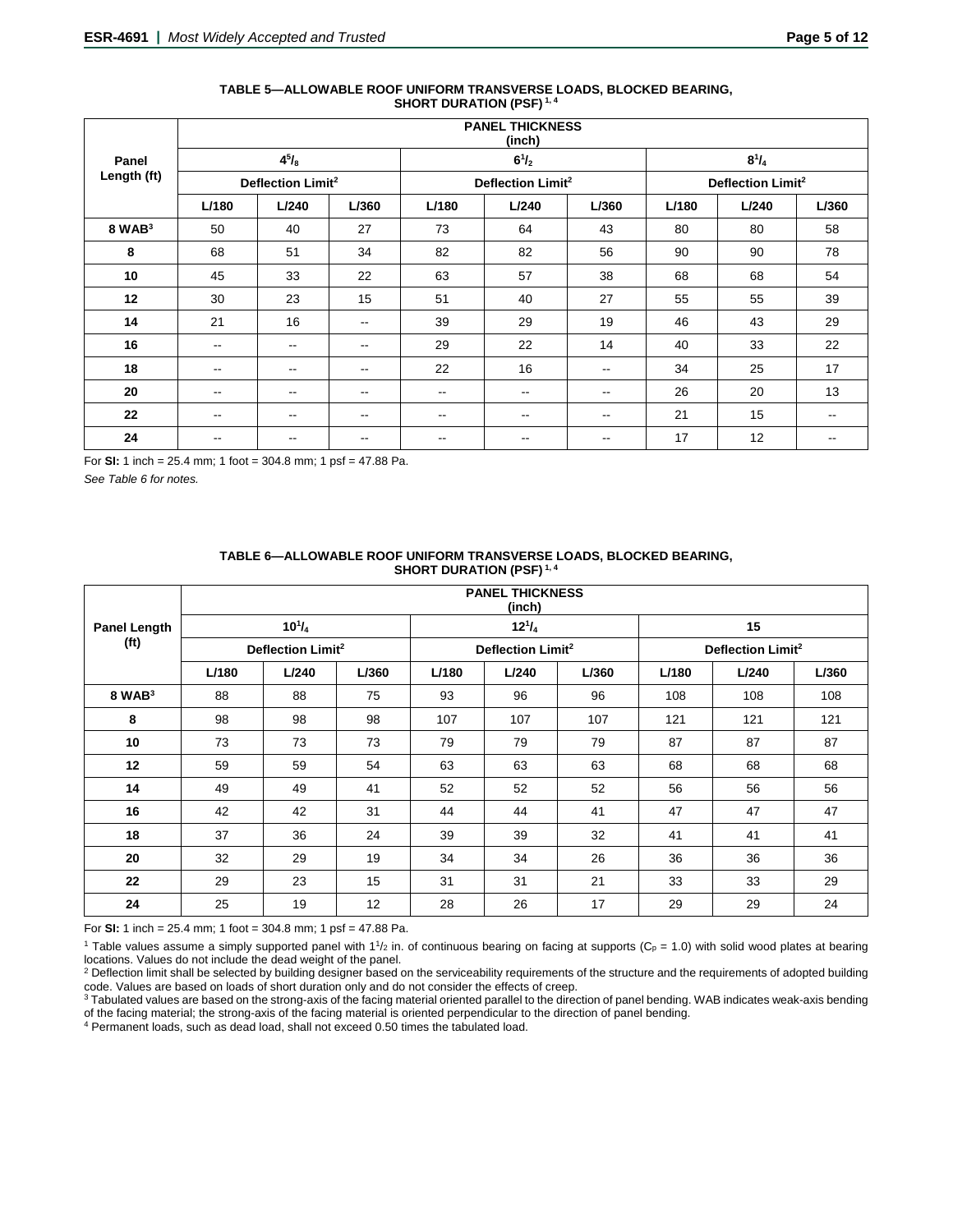**TABLE 5—ALLOWABLE ROOF UNIFORM TRANSVERSE LOADS, BLOCKED BEARING, SHORT DURATION (PSF) [1, 4]**

| Panel Length (ft) | PANEL THICKNESS (inch) | | | | | | | | |
|---|---|---|---|---|---|---|---|---|---|
| | $4^5/_8$ | | | $6^1/_2$ | | | $8^1/_4$ | | |
| | Deflection Limit[2] | | | Deflection Limit[2] | | | Deflection Limit[2] | | |
| | L/180 | L/240 | L/360 | L/180 | L/240 | L/360 | L/180 | L/240 | L/360 |
| 8 WAB[3] | 50 | 40 | 27 | 73 | 64 | 43 | 80 | 80 | 58 |
| 8 | 68 | 51 | 34 | 82 | 82 | 56 | 90 | 90 | 78 |
| 10 | 45 | 33 | 22 | 63 | 57 | 38 | 68 | 68 | 54 |
| 12 | 30 | 23 | 15 | 51 | 40 | 27 | 55 | 55 | 39 |
| 14 | 21 | 16 | -- | 39 | 29 | 19 | 46 | 43 | 29 |
| 16 | -- | -- | -- | 29 | 22 | 14 | 40 | 33 | 22 |
| 18 | -- | -- | -- | 22 | 16 | -- | 34 | 25 | 17 |
| 20 | -- | -- | -- | -- | -- | -- | 26 | 20 | 13 |
| 22 | -- | -- | -- | -- | -- | -- | 21 | 15 | -- |
| 24 | -- | -- | -- | -- | -- | -- | 17 | 12 | -- |

For **SI:** 1 inch = 25.4 mm; 1 foot = 304.8 mm; 1 psf = 47.88 Pa.

*See Table 6 for notes.*

**TABLE 6—ALLOWABLE ROOF UNIFORM TRANSVERSE LOADS, BLOCKED BEARING, SHORT DURATION (PSF) [1, 4]**

| Panel Length (ft) | PANEL THICKNESS (inch) | | | | | | | | |
|---|---|---|---|---|---|---|---|---|---|
| | $10^1/_4$ | | | $12^1/_4$ | | | 15 | | |
| | Deflection Limit[2] | | | Deflection Limit[2] | | | Deflection Limit[2] | | |
| | L/180 | L/240 | L/360 | L/180 | L/240 | L/360 | L/180 | L/240 | L/360 |
| 8 WAB[3] | 88 | 88 | 75 | 93 | 96 | 96 | 108 | 108 | 108 |
| 8 | 98 | 98 | 98 | 107 | 107 | 107 | 121 | 121 | 121 |
| 10 | 73 | 73 | 73 | 79 | 79 | 79 | 87 | 87 | 87 |
| 12 | 59 | 59 | 54 | 63 | 63 | 63 | 68 | 68 | 68 |
| 14 | 49 | 49 | 41 | 52 | 52 | 52 | 56 | 56 | 56 |
| 16 | 42 | 42 | 31 | 44 | 44 | 41 | 47 | 47 | 47 |
| 18 | 37 | 36 | 24 | 39 | 39 | 32 | 41 | 41 | 41 |
| 20 | 32 | 29 | 19 | 34 | 34 | 26 | 36 | 36 | 36 |
| 22 | 29 | 23 | 15 | 31 | 31 | 21 | 33 | 33 | 29 |
| 24 | 25 | 19 | 12 | 28 | 26 | 17 | 29 | 29 | 24 |

For **SI:** 1 inch = 25.4 mm; 1 foot = 304.8 mm; 1 psf = 47.88 Pa.

[1] Table values assume a simply supported panel with $1^1/_2$ in. of continuous bearing on facing at supports ($C_P$ = 1.0) with solid wood plates at bearing locations. Values do not include the dead weight of the panel.

[2] Deflection limit shall be selected by building designer based on the serviceability requirements of the structure and the requirements of adopted building code. Values are based on loads of short duration only and do not consider the effects of creep.

[3] Tabulated values are based on the strong-axis of the facing material oriented parallel to the direction of panel bending. WAB indicates weak-axis bending of the facing material; the strong-axis of the facing material is oriented perpendicular to the direction of panel bending.

[4] Permanent loads, such as dead load, shall not exceed 0.50 times the tabulated load.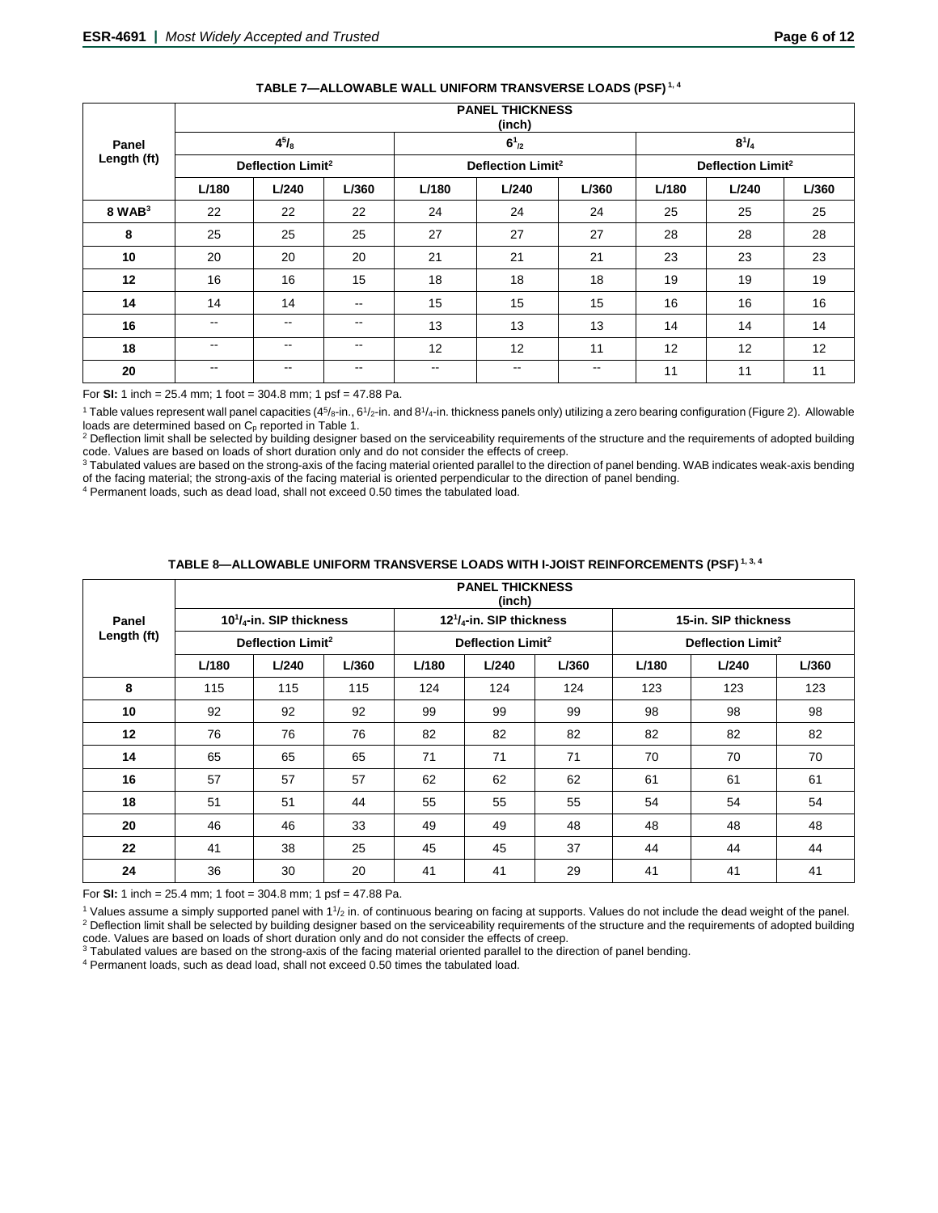**TABLE 7—ALLOWABLE WALL UNIFORM TRANSVERSE LOADS (PSF)[1, 4]**

| Panel Length (ft) | PANEL THICKNESS (inch) | | | | | | | | |
|---|---|---|---|---|---|---|---|---|---|
| | $4^5/_8$ | | | $6^1/_2$ | | | $8^1/_4$ | | |
| | Deflection Limit[2] | | | Deflection Limit[2] | | | Deflection Limit[2] | | |
| | L/180 | L/240 | L/360 | L/180 | L/240 | L/360 | L/180 | L/240 | L/360 |
| 8 WAB[3] | 22 | 22 | 22 | 24 | 24 | 24 | 25 | 25 | 25 |
| 8 | 25 | 25 | 25 | 27 | 27 | 27 | 28 | 28 | 28 |
| 10 | 20 | 20 | 20 | 21 | 21 | 21 | 23 | 23 | 23 |
| 12 | 16 | 16 | 15 | 18 | 18 | 18 | 19 | 19 | 19 |
| 14 | 14 | 14 | -- | 15 | 15 | 15 | 16 | 16 | 16 |
| 16 | -- | -- | -- | 13 | 13 | 13 | 14 | 14 | 14 |
| 18 | -- | -- | -- | 12 | 12 | 11 | 12 | 12 | 12 |
| 20 | -- | -- | -- | -- | -- | -- | 11 | 11 | 11 |

For **SI:** 1 inch = 25.4 mm; 1 foot = 304.8 mm; 1 psf = 47.88 Pa.

[1] Table values represent wall panel capacities ($4^5/_8$-in., $6^1/_2$-in. and $8^1/_4$-in. thickness panels only) utilizing a zero bearing configuration (Figure 2). Allowable loads are determined based on $C_p$ reported in Table 1.

[2] Deflection limit shall be selected by building designer based on the serviceability requirements of the structure and the requirements of adopted building code. Values are based on loads of short duration only and do not consider the effects of creep.

[3] Tabulated values are based on the strong-axis of the facing material oriented parallel to the direction of panel bending. WAB indicates weak-axis bending of the facing material; the strong-axis of the facing material is oriented perpendicular to the direction of panel bending.

[4] Permanent loads, such as dead load, shall not exceed 0.50 times the tabulated load.

**TABLE 8—ALLOWABLE UNIFORM TRANSVERSE LOADS WITH I-JOIST REINFORCEMENTS (PSF)[1, 3, 4]**

| Panel Length (ft) | PANEL THICKNESS (inch) | | | | | | | | |
|---|---|---|---|---|---|---|---|---|---|
| | $10^1/_4$-in. SIP thickness | | | $12^1/_4$-in. SIP thickness | | | 15-in. SIP thickness | | |
| | Deflection Limit[2] | | | Deflection Limit[2] | | | Deflection Limit[2] | | |
| | L/180 | L/240 | L/360 | L/180 | L/240 | L/360 | L/180 | L/240 | L/360 |
| 8 | 115 | 115 | 115 | 124 | 124 | 124 | 123 | 123 | 123 |
| 10 | 92 | 92 | 92 | 99 | 99 | 99 | 98 | 98 | 98 |
| 12 | 76 | 76 | 76 | 82 | 82 | 82 | 82 | 82 | 82 |
| 14 | 65 | 65 | 65 | 71 | 71 | 71 | 70 | 70 | 70 |
| 16 | 57 | 57 | 57 | 62 | 62 | 62 | 61 | 61 | 61 |
| 18 | 51 | 51 | 44 | 55 | 55 | 55 | 54 | 54 | 54 |
| 20 | 46 | 46 | 33 | 49 | 49 | 48 | 48 | 48 | 48 |
| 22 | 41 | 38 | 25 | 45 | 45 | 37 | 44 | 44 | 44 |
| 24 | 36 | 30 | 20 | 41 | 41 | 29 | 41 | 41 | 41 |

For **SI:** 1 inch = 25.4 mm; 1 foot = 304.8 mm; 1 psf = 47.88 Pa.

[1] Values assume a simply supported panel with $1^1/_2$ in. of continuous bearing on facing at supports. Values do not include the dead weight of the panel.

[2] Deflection limit shall be selected by building designer based on the serviceability requirements of the structure and the requirements of adopted building code. Values are based on loads of short duration only and do not consider the effects of creep.

[3] Tabulated values are based on the strong-axis of the facing material oriented parallel to the direction of panel bending.

[4] Permanent loads, such as dead load, shall not exceed 0.50 times the tabulated load.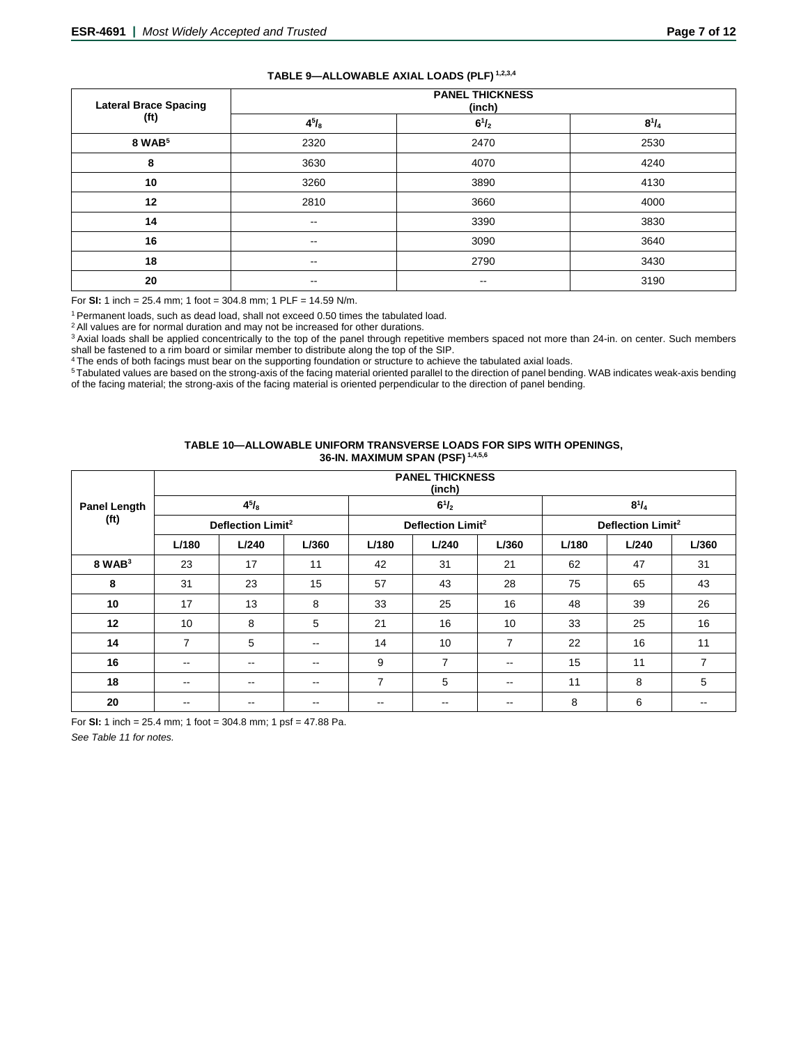**TABLE 9—ALLOWABLE AXIAL LOADS (PLF) [1,2,3,4]**

| Lateral Brace Spacing (ft) | PANEL THICKNESS (inch) | | |
|---|---|---|---|
| | $4^5/_8$ | $6^1/_2$ | $8^1/_4$ |
| **8 WAB[5]** | 2320 | 2470 | 2530 |
| **8** | 3630 | 4070 | 4240 |
| **10** | 3260 | 3890 | 4130 |
| **12** | 2810 | 3660 | 4000 |
| **14** | -- | 3390 | 3830 |
| **16** | -- | 3090 | 3640 |
| **18** | -- | 2790 | 3430 |
| **20** | -- | -- | 3190 |

For **SI:** 1 inch = 25.4 mm; 1 foot = 304.8 mm; 1 PLF = 14.59 N/m.

[1] Permanent loads, such as dead load, shall not exceed 0.50 times the tabulated load.

[2] All values are for normal duration and may not be increased for other durations.

[3] Axial loads shall be applied concentrically to the top of the panel through repetitive members spaced not more than 24-in. on center. Such members shall be fastened to a rim board or similar member to distribute along the top of the SIP.

[4] The ends of both facings must bear on the supporting foundation or structure to achieve the tabulated axial loads.

[5] Tabulated values are based on the strong-axis of the facing material oriented parallel to the direction of panel bending. WAB indicates weak-axis bending of the facing material; the strong-axis of the facing material is oriented perpendicular to the direction of panel bending.

**TABLE 10—ALLOWABLE UNIFORM TRANSVERSE LOADS FOR SIPS WITH OPENINGS, 36-IN. MAXIMUM SPAN (PSF) [1,4,5,6]**

| Panel Length (ft) | PANEL THICKNESS (inch) | | | | | | | | |
|---|---|---|---|---|---|---|---|---|---|
| | $4^5/_8$ | | | $6^1/_2$ | | | $8^1/_4$ | | |
| | Deflection Limit[2] | | | Deflection Limit[2] | | | Deflection Limit[2] | | |
| | L/180 | L/240 | L/360 | L/180 | L/240 | L/360 | L/180 | L/240 | L/360 |
| **8 WAB[3]** | 23 | 17 | 11 | 42 | 31 | 21 | 62 | 47 | 31 |
| **8** | 31 | 23 | 15 | 57 | 43 | 28 | 75 | 65 | 43 |
| **10** | 17 | 13 | 8 | 33 | 25 | 16 | 48 | 39 | 26 |
| **12** | 10 | 8 | 5 | 21 | 16 | 10 | 33 | 25 | 16 |
| **14** | 7 | 5 | -- | 14 | 10 | 7 | 22 | 16 | 11 |
| **16** | -- | -- | -- | 9 | 7 | -- | 15 | 11 | 7 |
| **18** | -- | -- | -- | 7 | 5 | -- | 11 | 8 | 5 |
| **20** | -- | -- | -- | -- | -- | -- | 8 | 6 | -- |

For **SI:** 1 inch = 25.4 mm; 1 foot = 304.8 mm; 1 psf = 47.88 Pa.

*See Table 11 for notes.*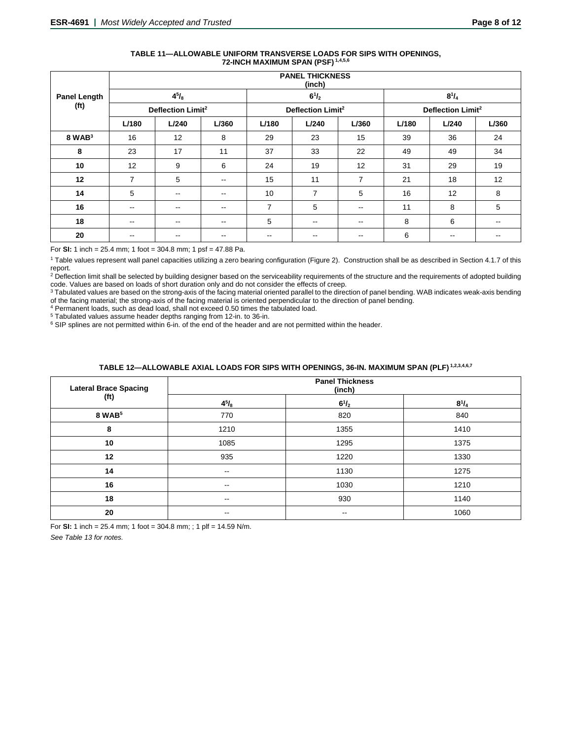**TABLE 11—ALLOWABLE UNIFORM TRANSVERSE LOADS FOR SIPS WITH OPENINGS, 72-INCH MAXIMUM SPAN (PSF)** [1,4,5,6]

| Panel Length (ft) | PANEL THICKNESS (inch) | | | | | | | | |
|---|---|---|---|---|---|---|---|---|---|
| | $4^5/_8$ | | | $6^1/_2$ | | | $8^1/_4$ | | |
| | Deflection Limit[2] | | | Deflection Limit[2] | | | Deflection Limit[2] | | |
| | L/180 | L/240 | L/360 | L/180 | L/240 | L/360 | L/180 | L/240 | L/360 |
| **8 WAB**[3] | 16 | 12 | 8 | 29 | 23 | 15 | 39 | 36 | 24 |
| **8** | 23 | 17 | 11 | 37 | 33 | 22 | 49 | 49 | 34 |
| **10** | 12 | 9 | 6 | 24 | 19 | 12 | 31 | 29 | 19 |
| **12** | 7 | 5 | -- | 15 | 11 | 7 | 21 | 18 | 12 |
| **14** | 5 | -- | -- | 10 | 7 | 5 | 16 | 12 | 8 |
| **16** | -- | -- | -- | 7 | 5 | -- | 11 | 8 | 5 |
| **18** | -- | -- | -- | 5 | -- | -- | 8 | 6 | -- |
| **20** | -- | -- | -- | -- | -- | -- | 6 | -- | -- |

For **SI:** 1 inch = 25.4 mm; 1 foot = 304.8 mm; 1 psf = 47.88 Pa.

[1] Table values represent wall panel capacities utilizing a zero bearing configuration (Figure 2). Construction shall be as described in Section 4.1.7 of this report.

[2] Deflection limit shall be selected by building designer based on the serviceability requirements of the structure and the requirements of adopted building code. Values are based on loads of short duration only and do not consider the effects of creep.

[3] Tabulated values are based on the strong-axis of the facing material oriented parallel to the direction of panel bending. WAB indicates weak-axis bending of the facing material; the strong-axis of the facing material is oriented perpendicular to the direction of panel bending.

[4] Permanent loads, such as dead load, shall not exceed 0.50 times the tabulated load.

[5] Tabulated values assume header depths ranging from 12-in. to 36-in.

[6] SIP splines are not permitted within 6-in. of the end of the header and are not permitted within the header.

**TABLE 12—ALLOWABLE AXIAL LOADS FOR SIPS WITH OPENINGS, 36-IN. MAXIMUM SPAN (PLF)** [1,2,3,4,6,7]

| Lateral Brace Spacing (ft) | Panel Thickness (inch) | | |
|---|---|---|---|
| | $4^5/_8$ | $6^1/_2$ | $8^1/_4$ |
| **8 WAB**[5] | 770 | 820 | 840 |
| **8** | 1210 | 1355 | 1410 |
| **10** | 1085 | 1295 | 1375 |
| **12** | 935 | 1220 | 1330 |
| **14** | -- | 1130 | 1275 |
| **16** | -- | 1030 | 1210 |
| **18** | -- | 930 | 1140 |
| **20** | -- | -- | 1060 |

For **SI:** 1 inch = 25.4 mm; 1 foot = 304.8 mm; ; 1 plf = 14.59 N/m.

*See Table 13 for notes.*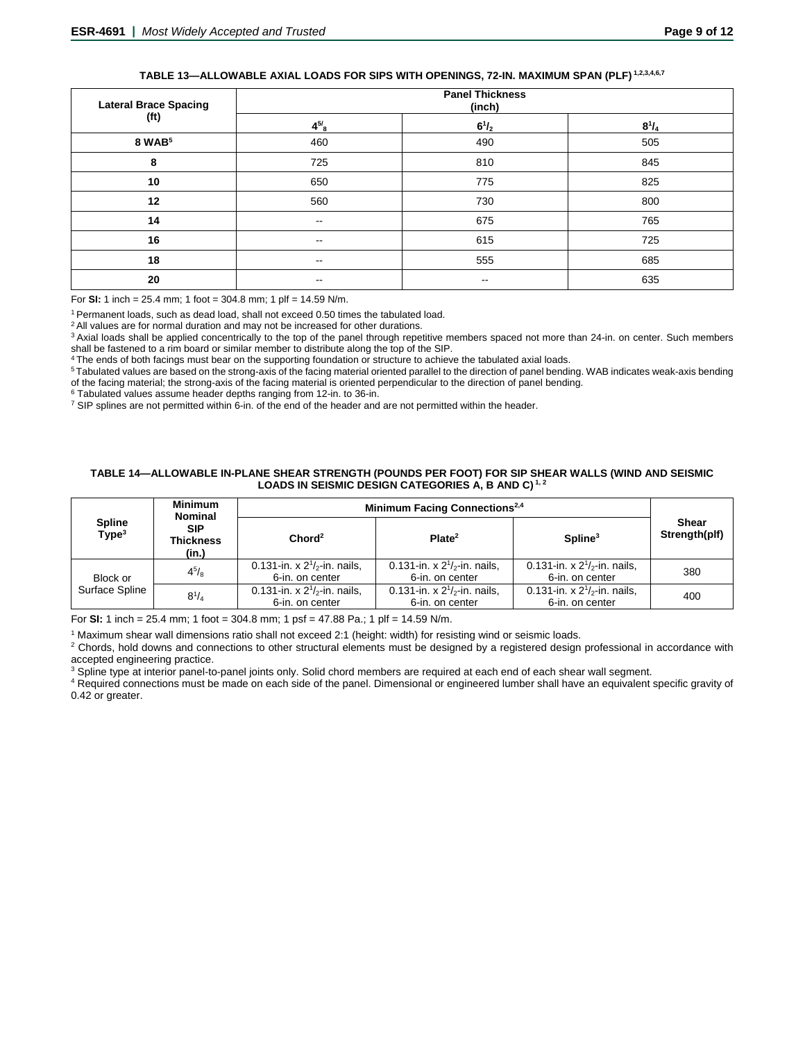**TABLE 13—ALLOWABLE AXIAL LOADS FOR SIPS WITH OPENINGS, 72-IN. MAXIMUM SPAN (PLF) [1,2,3,4,6,7]**

| Lateral Brace Spacing (ft) | Panel Thickness (inch) | | |
|---|---|---|---|
| | $4^{5}/_{8}$ | $6^{1}/_{2}$ | $8^{1}/_{4}$ |
| 8 WAB[5] | 460 | 490 | 505 |
| 8 | 725 | 810 | 845 |
| 10 | 650 | 775 | 825 |
| 12 | 560 | 730 | 800 |
| 14 | -- | 675 | 765 |
| 16 | -- | 615 | 725 |
| 18 | -- | 555 | 685 |
| 20 | -- | -- | 635 |

For **SI:** 1 inch = 25.4 mm; 1 foot = 304.8 mm; 1 plf = 14.59 N/m.

[1] Permanent loads, such as dead load, shall not exceed 0.50 times the tabulated load.
[2] All values are for normal duration and may not be increased for other durations.
[3] Axial loads shall be applied concentrically to the top of the panel through repetitive members spaced not more than 24-in. on center. Such members shall be fastened to a rim board or similar member to distribute along the top of the SIP.
[4] The ends of both facings must bear on the supporting foundation or structure to achieve the tabulated axial loads.
[5] Tabulated values are based on the strong-axis of the facing material oriented parallel to the direction of panel bending. WAB indicates weak-axis bending of the facing material; the strong-axis of the facing material is oriented perpendicular to the direction of panel bending.
[6] Tabulated values assume header depths ranging from 12-in. to 36-in.
[7] SIP splines are not permitted within 6-in. of the end of the header and are not permitted within the header.

**TABLE 14—ALLOWABLE IN-PLANE SHEAR STRENGTH (POUNDS PER FOOT) FOR SIP SHEAR WALLS (WIND AND SEISMIC LOADS IN SEISMIC DESIGN CATEGORIES A, B AND C) [1, 2]**

| Spline Type[3] | Minimum Nominal SIP Thickness (in.) | Minimum Facing Connections[2,4] | | | Shear Strength(plf) |
|---|---|---|---|---|---|
| | | Chord[2] | Plate[2] | Spline[3] | |
| Block or Surface Spline | $4^{5}/_{8}$ | 0.131-in. x $2^{1}/_{2}$-in. nails, 6-in. on center | 0.131-in. x $2^{1}/_{2}$-in. nails, 6-in. on center | 0.131-in. x $2^{1}/_{2}$-in. nails, 6-in. on center | 380 |
| | $8^{1}/_{4}$ | 0.131-in. x $2^{1}/_{2}$-in. nails, 6-in. on center | 0.131-in. x $2^{1}/_{2}$-in. nails, 6-in. on center | 0.131-in. x $2^{1}/_{2}$-in. nails, 6-in. on center | 400 |

For **SI:** 1 inch = 25.4 mm; 1 foot = 304.8 mm; 1 psf = 47.88 Pa.; 1 plf = 14.59 N/m.

[1] Maximum shear wall dimensions ratio shall not exceed 2:1 (height: width) for resisting wind or seismic loads.
[2] Chords, hold downs and connections to other structural elements must be designed by a registered design professional in accordance with accepted engineering practice.
[3] Spline type at interior panel-to-panel joints only. Solid chord members are required at each end of each shear wall segment.
[4] Required connections must be made on each side of the panel. Dimensional or engineered lumber shall have an equivalent specific gravity of 0.42 or greater.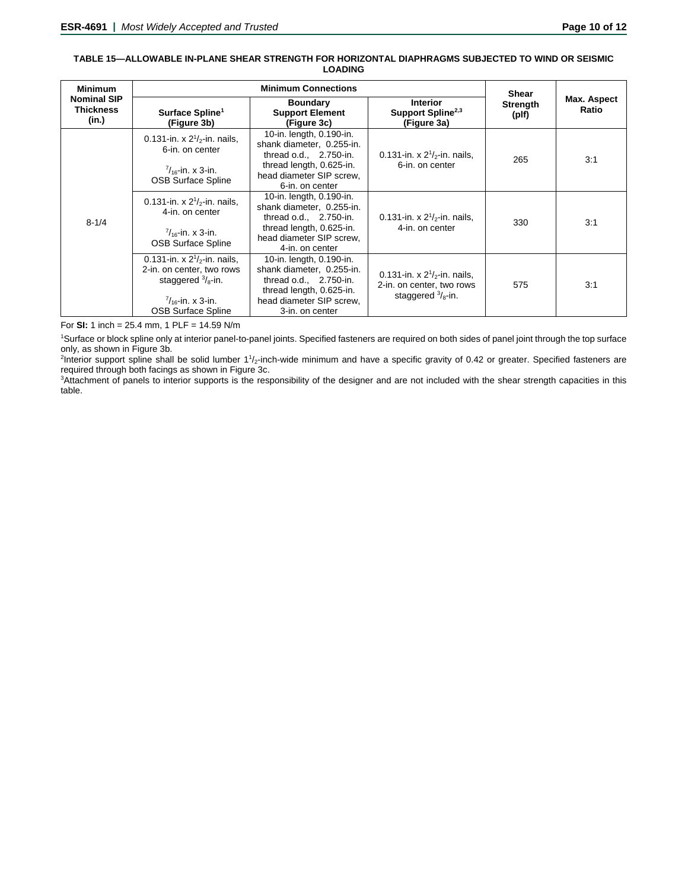**TABLE 15—ALLOWABLE IN-PLANE SHEAR STRENGTH FOR HORIZONTAL DIAPHRAGMS SUBJECTED TO WIND OR SEISMIC LOADING**

| Minimum Nominal SIP Thickness (in.) | Minimum Connections | | | Shear Strength (plf) | Max. Aspect Ratio |
|---|---|---|---|---|---|
| | Surface Spline[1] (Figure 3b) | Boundary Support Element (Figure 3c) | Interior Support Spline[2,3] (Figure 3a) | | |
| 8-1/4 | 0.131-in. x $2^1/_2$-in. nails, 6-in. on center<br><br>$^7/_{16}$-in. x 3-in. OSB Surface Spline | 10-in. length, 0.190-in. shank diameter, 0.255-in. thread o.d., 2.750-in. thread length, 0.625-in. head diameter SIP screw, 6-in. on center | 0.131-in. x $2^1/_2$-in. nails, 6-in. on center | 265 | 3:1 |
| | 0.131-in. x $2^1/_2$-in. nails, 4-in. on center<br><br>$^7/_{16}$-in. x 3-in. OSB Surface Spline | 10-in. length, 0.190-in. shank diameter, 0.255-in. thread o.d., 2.750-in. thread length, 0.625-in. head diameter SIP screw, 4-in. on center | 0.131-in. x $2^1/_2$-in. nails, 4-in. on center | 330 | 3:1 |
| | 0.131-in. x $2^1/_2$-in. nails, 2-in. on center, two rows staggered $^3/_8$-in.<br><br>$^7/_{16}$-in. x 3-in. OSB Surface Spline | 10-in. length, 0.190-in. shank diameter, 0.255-in. thread o.d., 2.750-in. thread length, 0.625-in. head diameter SIP screw, 3-in. on center | 0.131-in. x $2^1/_2$-in. nails, 2-in. on center, two rows staggered $^3/_8$-in. | 575 | 3:1 |

For **SI:** 1 inch = 25.4 mm, 1 PLF = 14.59 N/m

[1]Surface or block spline only at interior panel-to-panel joints. Specified fasteners are required on both sides of panel joint through the top surface only, as shown in Figure 3b.

[2]Interior support spline shall be solid lumber $1^1/_2$-inch-wide minimum and have a specific gravity of 0.42 or greater. Specified fasteners are required through both facings as shown in Figure 3c.

[3]Attachment of panels to interior supports is the responsibility of the designer and are not included with the shear strength capacities in this table.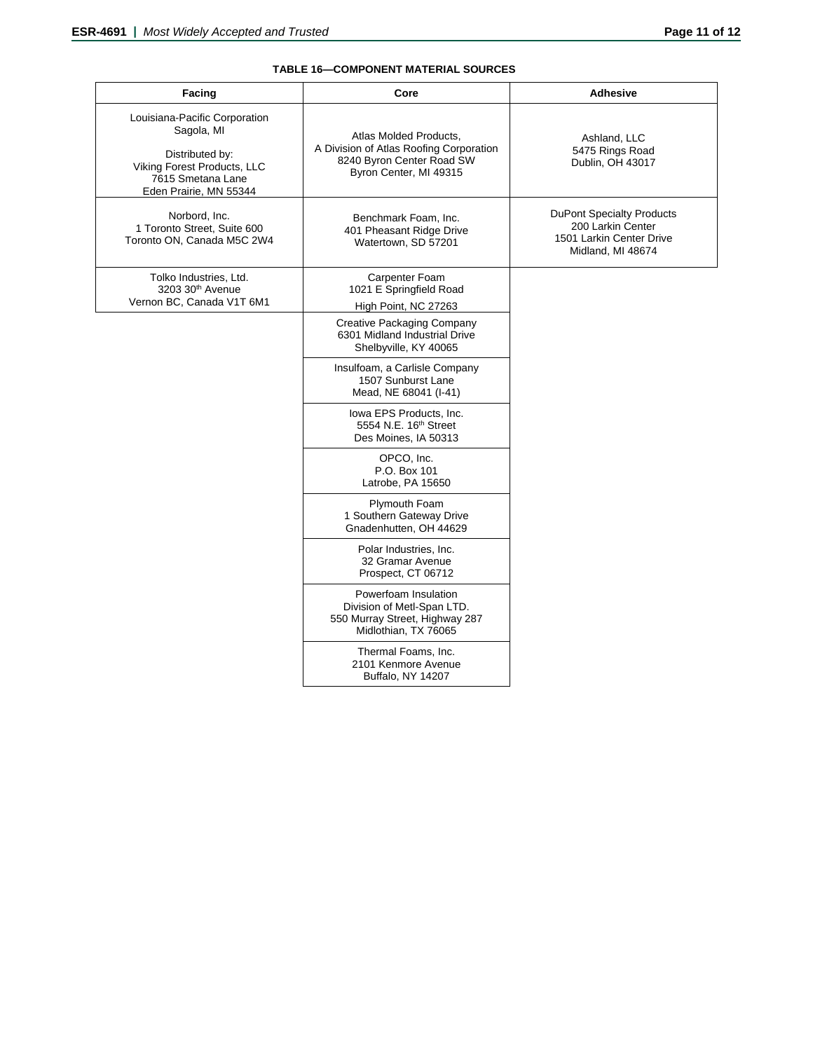**TABLE 16—COMPONENT MATERIAL SOURCES**

| Facing | Core | Adhesive |
| --- | --- | --- |
| Louisiana-Pacific Corporation<br>Sagola, MI<br><br>Distributed by:<br>Viking Forest Products, LLC<br>7615 Smetana Lane<br>Eden Prairie, MN 55344 | Atlas Molded Products,<br>A Division of Atlas Roofing Corporation<br>8240 Byron Center Road SW<br>Byron Center, MI 49315 | Ashland, LLC<br>5475 Rings Road<br>Dublin, OH 43017 |
| Norbord, Inc.<br>1 Toronto Street, Suite 600<br>Toronto ON, Canada M5C 2W4 | Benchmark Foam, Inc.<br>401 Pheasant Ridge Drive<br>Watertown, SD 57201 | DuPont Specialty Products<br>200 Larkin Center<br>1501 Larkin Center Drive<br>Midland, MI 48674 |
| Tolko Industries, Ltd.<br>3203 30th Avenue<br>Vernon BC, Canada V1T 6M1 | Carpenter Foam<br>1021 E Springfield Road<br>High Point, NC 27263 | |
| | Creative Packaging Company<br>6301 Midland Industrial Drive<br>Shelbyville, KY 40065 | |
| | Insulfoam, a Carlisle Company<br>1507 Sunburst Lane<br>Mead, NE 68041 (I-41) | |
| | Iowa EPS Products, Inc.<br>5554 N.E. 16th Street<br>Des Moines, IA 50313 | |
| | OPCO, Inc.<br>P.O. Box 101<br>Latrobe, PA 15650 | |
| | Plymouth Foam<br>1 Southern Gateway Drive<br>Gnadenhutten, OH 44629 | |
| | Polar Industries, Inc.<br>32 Gramar Avenue<br>Prospect, CT 06712 | |
| | Powerfoam Insulation<br>Division of Metl-Span LTD.<br>550 Murray Street, Highway 287<br>Midlothian, TX 76065 | |
| | Thermal Foams, Inc.<br>2101 Kenmore Avenue<br>Buffalo, NY 14207 | |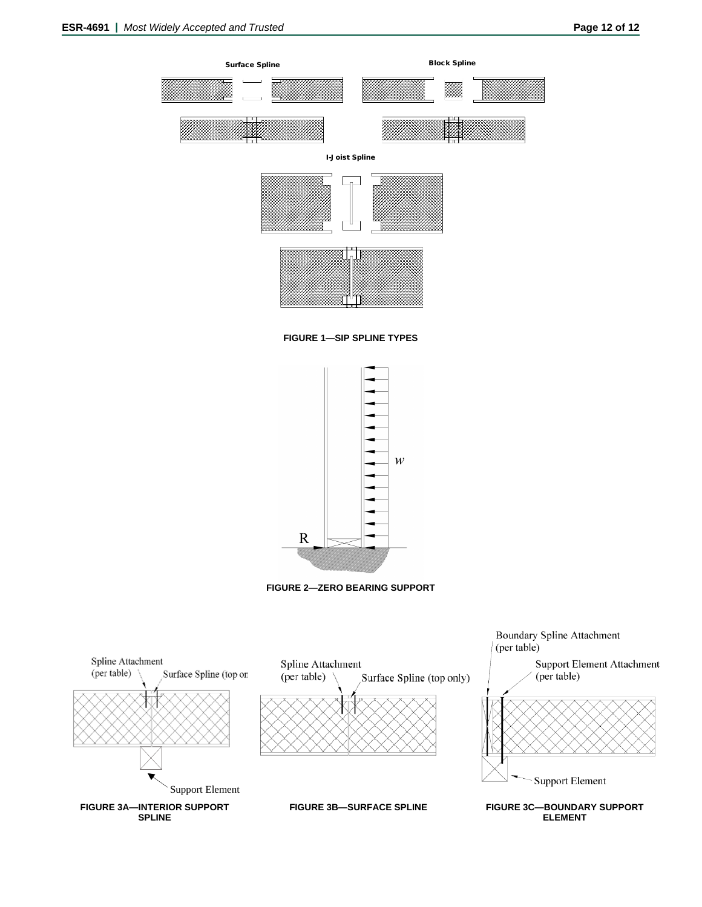Surface Spline

Block Spline

I-Joist Spline

**FIGURE 1—SIP SPLINE TYPES**

$w$

R

**FIGURE 2—ZERO BEARING SUPPORT**

Spline Attachment (per table)

Surface Spline (top on

Support Element

**FIGURE 3A—INTERIOR SUPPORT SPLINE**

Spline Attachment (per table)

Surface Spline (top only)

**FIGURE 3B—SURFACE SPLINE**

Boundary Spline Attachment (per table)

Support Element Attachment (per table)

Support Element

**FIGURE 3C—BOUNDARY SUPPORT ELEMENT**